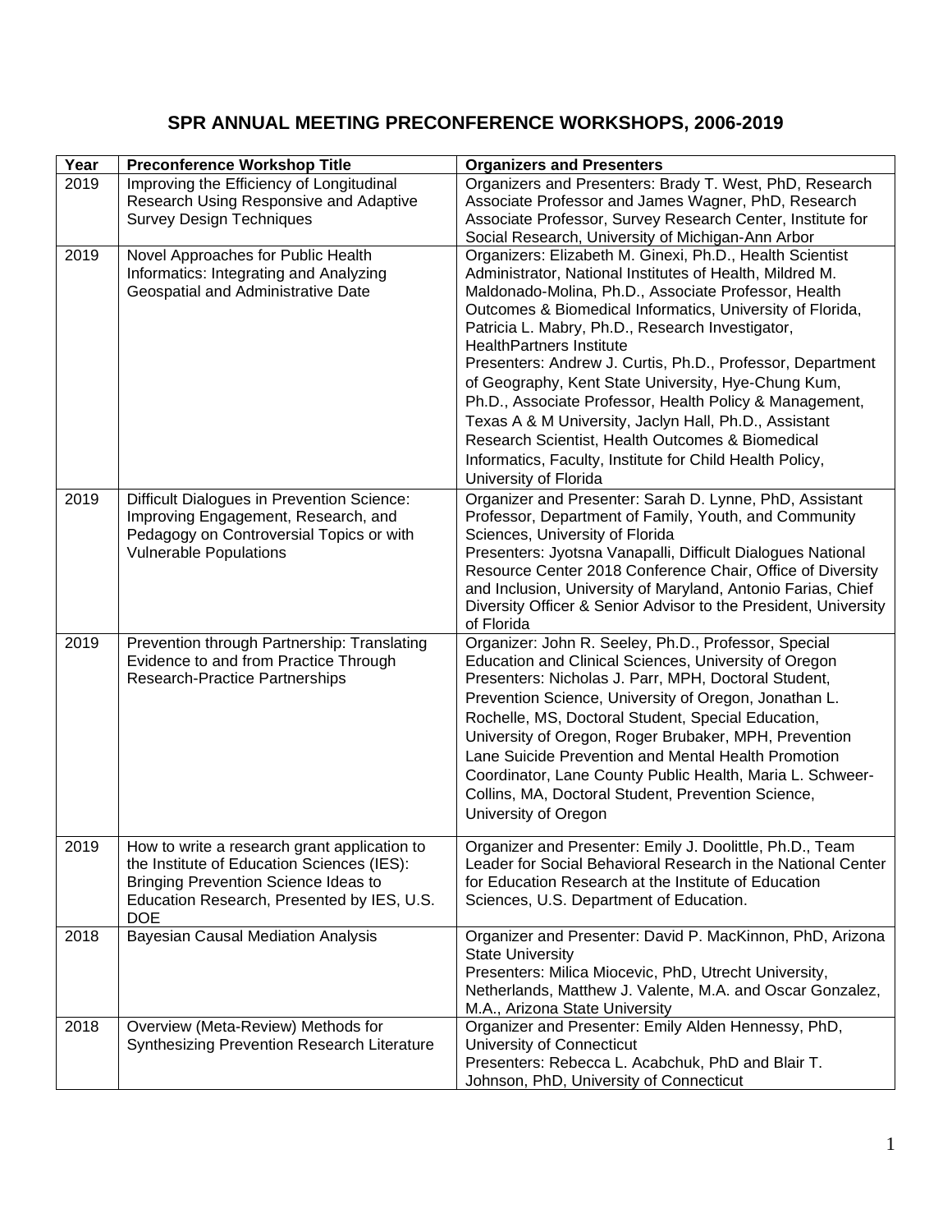# SPR ANNUAL MEETING PRECONFERENCE WORKSHOPS, 2006-2019

| Year | Preconference Workshop Title | Organizers and Presenters |
|---|---|---|
| 2019 | Improving the Efficiency of Longitudinal Research Using Responsive and Adaptive Survey Design Techniques | Organizers and Presenters: Brady T. West, PhD, Research Associate Professor and James Wagner, PhD, Research Associate Professor, Survey Research Center, Institute for Social Research, University of Michigan-Ann Arbor |
| 2019 | Novel Approaches for Public Health Informatics: Integrating and Analyzing Geospatial and Administrative Date | Organizers: Elizabeth M. Ginexi, Ph.D., Health Scientist Administrator, National Institutes of Health, Mildred M. Maldonado-Molina, Ph.D., Associate Professor, Health Outcomes & Biomedical Informatics, University of Florida, Patricia L. Mabry, Ph.D., Research Investigator, HealthPartners Institute<br>Presenters: Andrew J. Curtis, Ph.D., Professor, Department of Geography, Kent State University, Hye-Chung Kum, Ph.D., Associate Professor, Health Policy & Management, Texas A & M University, Jaclyn Hall, Ph.D., Assistant Research Scientist, Health Outcomes & Biomedical Informatics, Faculty, Institute for Child Health Policy, University of Florida |
| 2019 | Difficult Dialogues in Prevention Science: Improving Engagement, Research, and Pedagogy on Controversial Topics or with Vulnerable Populations | Organizer and Presenter: Sarah D. Lynne, PhD, Assistant Professor, Department of Family, Youth, and Community Sciences, University of Florida<br>Presenters: Jyotsna Vanapalli, Difficult Dialogues National Resource Center 2018 Conference Chair, Office of Diversity and Inclusion, University of Maryland, Antonio Farias, Chief Diversity Officer & Senior Advisor to the President, University of Florida |
| 2019 | Prevention through Partnership: Translating Evidence to and from Practice Through Research-Practice Partnerships | Organizer: John R. Seeley, Ph.D., Professor, Special Education and Clinical Sciences, University of Oregon<br>Presenters: Nicholas J. Parr, MPH, Doctoral Student, Prevention Science, University of Oregon, Jonathan L. Rochelle, MS, Doctoral Student, Special Education, University of Oregon, Roger Brubaker, MPH, Prevention Lane Suicide Prevention and Mental Health Promotion Coordinator, Lane County Public Health, Maria L. Schweer-Collins, MA, Doctoral Student, Prevention Science, University of Oregon |
| 2019 | How to write a research grant application to the Institute of Education Sciences (IES): Bringing Prevention Science Ideas to Education Research, Presented by IES, U.S. DOE | Organizer and Presenter: Emily J. Doolittle, Ph.D., Team Leader for Social Behavioral Research in the National Center for Education Research at the Institute of Education Sciences, U.S. Department of Education. |
| 2018 | Bayesian Causal Mediation Analysis | Organizer and Presenter: David P. MacKinnon, PhD, Arizona State University<br>Presenters: Milica Miocevic, PhD, Utrecht University, Netherlands, Matthew J. Valente, M.A. and Oscar Gonzalez, M.A., Arizona State University |
| 2018 | Overview (Meta-Review) Methods for Synthesizing Prevention Research Literature | Organizer and Presenter: Emily Alden Hennessy, PhD, University of Connecticut<br>Presenters: Rebecca L. Acabchuk, PhD and Blair T. Johnson, PhD, University of Connecticut |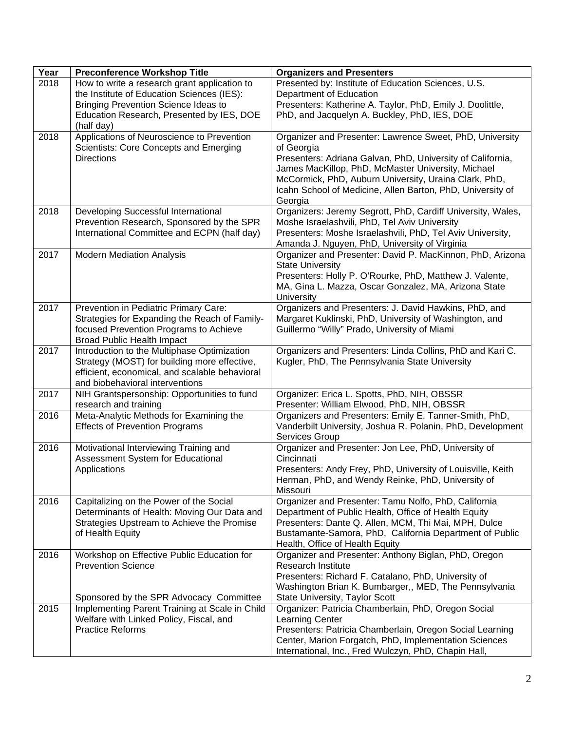| Year | Preconference Workshop Title | Organizers and Presenters |
|---|---|---|
| 2018 | How to write a research grant application to the Institute of Education Sciences (IES): Bringing Prevention Science Ideas to Education Research, Presented by IES, DOE (half day) | Presented by: Institute of Education Sciences, U.S. Department of Education<br>Presenters: Katherine A. Taylor, PhD, Emily J. Doolittle, PhD, and Jacquelyn A. Buckley, PhD, IES, DOE |
| 2018 | Applications of Neuroscience to Prevention Scientists: Core Concepts and Emerging Directions | Organizer and Presenter: Lawrence Sweet, PhD, University of Georgia<br>Presenters: Adriana Galvan, PhD, University of California, James MacKillop, PhD, McMaster University, Michael McCormick, PhD, Auburn University, Uraina Clark, PhD, Icahn School of Medicine, Allen Barton, PhD, University of Georgia |
| 2018 | Developing Successful International Prevention Research, Sponsored by the SPR International Committee and ECPN (half day) | Organizers: Jeremy Segrott, PhD, Cardiff University, Wales, Moshe Israelashvili, PhD, Tel Aviv University<br>Presenters: Moshe Israelashvili, PhD, Tel Aviv University, Amanda J. Nguyen, PhD, University of Virginia |
| 2017 | Modern Mediation Analysis | Organizer and Presenter: David P. MacKinnon, PhD, Arizona State University<br>Presenters: Holly P. O'Rourke, PhD, Matthew J. Valente, MA, Gina L. Mazza, Oscar Gonzalez, MA, Arizona State University |
| 2017 | Prevention in Pediatric Primary Care: Strategies for Expanding the Reach of Family-focused Prevention Programs to Achieve Broad Public Health Impact | Organizers and Presenters: J. David Hawkins, PhD, and Margaret Kuklinski, PhD, University of Washington, and Guillermo "Willy" Prado, University of Miami |
| 2017 | Introduction to the Multiphase Optimization Strategy (MOST) for building more effective, efficient, economical, and scalable behavioral and biobehavioral interventions | Organizers and Presenters: Linda Collins, PhD and Kari C. Kugler, PhD, The Pennsylvania State University |
| 2017 | NIH Grantspersonship: Opportunities to fund research and training | Organizer: Erica L. Spotts, PhD, NIH, OBSSR<br>Presenter: William Elwood, PhD, NIH, OBSSR |
| 2016 | Meta-Analytic Methods for Examining the Effects of Prevention Programs | Organizers and Presenters: Emily E. Tanner-Smith, PhD, Vanderbilt University, Joshua R. Polanin, PhD, Development Services Group |
| 2016 | Motivational Interviewing Training and Assessment System for Educational Applications | Organizer and Presenter: Jon Lee, PhD, University of Cincinnati<br>Presenters: Andy Frey, PhD, University of Louisville, Keith Herman, PhD, and Wendy Reinke, PhD, University of Missouri |
| 2016 | Capitalizing on the Power of the Social Determinants of Health: Moving Our Data and Strategies Upstream to Achieve the Promise of Health Equity | Organizer and Presenter: Tamu Nolfo, PhD, California Department of Public Health, Office of Health Equity<br>Presenters: Dante Q. Allen, MCM, Thi Mai, MPH, Dulce Bustamante-Samora, PhD, California Department of Public Health, Office of Health Equity |
| 2016 | Workshop on Effective Public Education for Prevention Science<br><br>Sponsored by the SPR Advocacy Committee | Organizer and Presenter: Anthony Biglan, PhD, Oregon Research Institute<br>Presenters: Richard F. Catalano, PhD, University of Washington Brian K. Bumbarger,, MED, The Pennsylvania State University, Taylor Scott |
| 2015 | Implementing Parent Training at Scale in Child Welfare with Linked Policy, Fiscal, and Practice Reforms | Organizer: Patricia Chamberlain, PhD, Oregon Social Learning Center<br>Presenters: Patricia Chamberlain, Oregon Social Learning Center, Marion Forgatch, PhD, Implementation Sciences International, Inc., Fred Wulczyn, PhD, Chapin Hall, |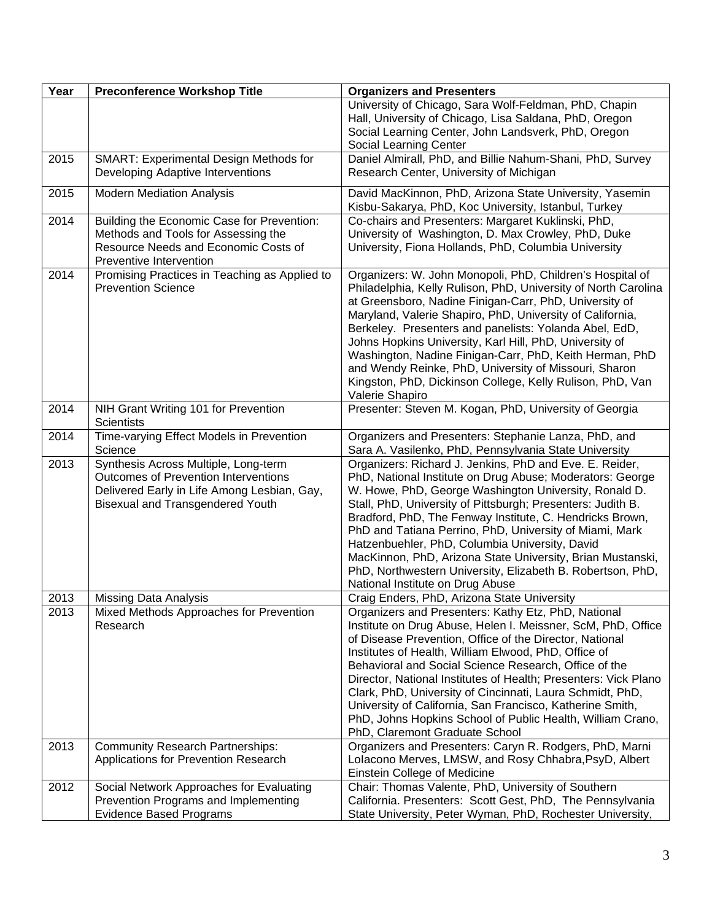| Year | Preconference Workshop Title | Organizers and Presenters |
|---|---|---|
| | | University of Chicago, Sara Wolf-Feldman, PhD, Chapin Hall, University of Chicago, Lisa Saldana, PhD, Oregon Social Learning Center, John Landsverk, PhD, Oregon Social Learning Center |
| 2015 | SMART: Experimental Design Methods for Developing Adaptive Interventions | Daniel Almirall, PhD, and Billie Nahum-Shani, PhD, Survey Research Center, University of Michigan |
| 2015 | Modern Mediation Analysis | David MacKinnon, PhD, Arizona State University, Yasemin Kisbu-Sakarya, PhD, Koc University, Istanbul, Turkey |
| 2014 | Building the Economic Case for Prevention: Methods and Tools for Assessing the Resource Needs and Economic Costs of Preventive Intervention | Co-chairs and Presenters: Margaret Kuklinski, PhD, University of Washington, D. Max Crowley, PhD, Duke University, Fiona Hollands, PhD, Columbia University |
| 2014 | Promising Practices in Teaching as Applied to Prevention Science | Organizers: W. John Monopoli, PhD, Children's Hospital of Philadelphia, Kelly Rulison, PhD, University of North Carolina at Greensboro, Nadine Finigan-Carr, PhD, University of Maryland, Valerie Shapiro, PhD, University of California, Berkeley. Presenters and panelists: Yolanda Abel, EdD, Johns Hopkins University, Karl Hill, PhD, University of Washington, Nadine Finigan-Carr, PhD, Keith Herman, PhD and Wendy Reinke, PhD, University of Missouri, Sharon Kingston, PhD, Dickinson College, Kelly Rulison, PhD, Van Valerie Shapiro |
| 2014 | NIH Grant Writing 101 for Prevention Scientists | Presenter: Steven M. Kogan, PhD, University of Georgia |
| 2014 | Time-varying Effect Models in Prevention Science | Organizers and Presenters: Stephanie Lanza, PhD, and Sara A. Vasilenko, PhD, Pennsylvania State University |
| 2013 | Synthesis Across Multiple, Long-term Outcomes of Prevention Interventions Delivered Early in Life Among Lesbian, Gay, Bisexual and Transgendered Youth | Organizers: Richard J. Jenkins, PhD and Eve. E. Reider, PhD, National Institute on Drug Abuse; Moderators: George W. Howe, PhD, George Washington University, Ronald D. Stall, PhD, University of Pittsburgh; Presenters: Judith B. Bradford, PhD, The Fenway Institute, C. Hendricks Brown, PhD and Tatiana Perrino, PhD, University of Miami, Mark Hatzenbuehler, PhD, Columbia University, David MacKinnon, PhD, Arizona State University, Brian Mustanski, PhD, Northwestern University, Elizabeth B. Robertson, PhD, National Institute on Drug Abuse |
| 2013 | Missing Data Analysis | Craig Enders, PhD, Arizona State University |
| 2013 | Mixed Methods Approaches for Prevention Research | Organizers and Presenters: Kathy Etz, PhD, National Institute on Drug Abuse, Helen I. Meissner, ScM, PhD, Office of Disease Prevention, Office of the Director, National Institutes of Health, William Elwood, PhD, Office of Behavioral and Social Science Research, Office of the Director, National Institutes of Health; Presenters: Vick Plano Clark, PhD, University of Cincinnati, Laura Schmidt, PhD, University of California, San Francisco, Katherine Smith, PhD, Johns Hopkins School of Public Health, William Crano, PhD, Claremont Graduate School |
| 2013 | Community Research Partnerships: Applications for Prevention Research | Organizers and Presenters: Caryn R. Rodgers, PhD, Marni LoIacono Merves, LMSW, and Rosy Chhabra,PsyD, Albert Einstein College of Medicine |
| 2012 | Social Network Approaches for Evaluating Prevention Programs and Implementing Evidence Based Programs | Chair: Thomas Valente, PhD, University of Southern California. Presenters: Scott Gest, PhD, The Pennsylvania State University, Peter Wyman, PhD, Rochester University, |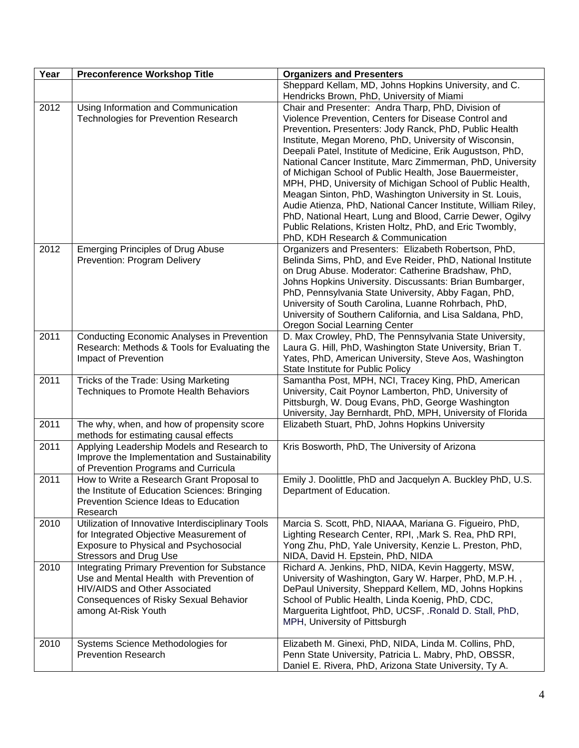| Year | Preconference Workshop Title | Organizers and Presenters |
| --- | --- | --- |
| | | Sheppard Kellam, MD, Johns Hopkins University, and C. Hendricks Brown, PhD, University of Miami |
| 2012 | Using Information and Communication Technologies for Prevention Research | Chair and Presenter: Andra Tharp, PhD, Division of Violence Prevention, Centers for Disease Control and Prevention**.** Presenters: Jody Ranck, PhD, Public Health Institute, Megan Moreno, PhD, University of Wisconsin, Deepali Patel, Institute of Medicine, Erik Augustson, PhD, National Cancer Institute, Marc Zimmerman, PhD, University of Michigan School of Public Health, Jose Bauermeister, MPH, PHD, University of Michigan School of Public Health, Meagan Sinton, PhD, Washington University in St. Louis, Audie Atienza, PhD, National Cancer Institute, William Riley, PhD, National Heart, Lung and Blood, Carrie Dewer, Ogilvy Public Relations, Kristen Holtz, PhD, and Eric Twombly, PhD, KDH Research & Communication |
| 2012 | Emerging Principles of Drug Abuse Prevention: Program Delivery | Organizers and Presenters: Elizabeth Robertson, PhD, Belinda Sims, PhD, and Eve Reider, PhD, National Institute on Drug Abuse. Moderator: Catherine Bradshaw, PhD, Johns Hopkins University. Discussants: Brian Bumbarger, PhD, Pennsylvania State University, Abby Fagan, PhD, University of South Carolina, Luanne Rohrbach, PhD, University of Southern California, and Lisa Saldana, PhD, Oregon Social Learning Center |
| 2011 | Conducting Economic Analyses in Prevention Research: Methods & Tools for Evaluating the Impact of Prevention | D. Max Crowley, PhD, The Pennsylvania State University, Laura G. Hill, PhD, Washington State University, Brian T. Yates, PhD, American University, Steve Aos, Washington State Institute for Public Policy |
| 2011 | Tricks of the Trade: Using Marketing Techniques to Promote Health Behaviors | Samantha Post, MPH, NCI, Tracey King, PhD, American University, Cait Poynor Lamberton, PhD, University of Pittsburgh, W. Doug Evans, PhD, George Washington University, Jay Bernhardt, PhD, MPH, University of Florida |
| 2011 | The why, when, and how of propensity score methods for estimating causal effects | Elizabeth Stuart, PhD, Johns Hopkins University |
| 2011 | Applying Leadership Models and Research to Improve the Implementation and Sustainability of Prevention Programs and Curricula | Kris Bosworth, PhD, The University of Arizona |
| 2011 | How to Write a Research Grant Proposal to the Institute of Education Sciences: Bringing Prevention Science Ideas to Education Research | Emily J. Doolittle, PhD and Jacquelyn A. Buckley PhD, U.S. Department of Education. |
| 2010 | Utilization of Innovative Interdisciplinary Tools for Integrated Objective Measurement of Exposure to Physical and Psychosocial Stressors and Drug Use | Marcia S. Scott, PhD, NIAAA, Mariana G. Figueiro, PhD, Lighting Research Center, RPI, ,Mark S. Rea, PhD RPI, Yong Zhu, PhD, Yale University, Kenzie L. Preston, PhD, NIDA, David H. Epstein, PhD, NIDA |
| 2010 | Integrating Primary Prevention for Substance Use and Mental Health with Prevention of HIV/AIDS and Other Associated Consequences of Risky Sexual Behavior among At-Risk Youth | Richard A. Jenkins, PhD, NIDA, Kevin Haggerty, MSW, University of Washington, Gary W. Harper, PhD, M.P.H. , DePaul University, Sheppard Kellam, MD, Johns Hopkins School of Public Health, Linda Koenig, PhD, CDC, Marguerita Lightfoot, PhD, UCSF, .Ronald D. Stall, PhD, MPH, University of Pittsburgh |
| 2010 | Systems Science Methodologies for Prevention Research | Elizabeth M. Ginexi, PhD, NIDA, Linda M. Collins, PhD, Penn State University, Patricia L. Mabry, PhD, OBSSR, Daniel E. Rivera, PhD, Arizona State University, Ty A. |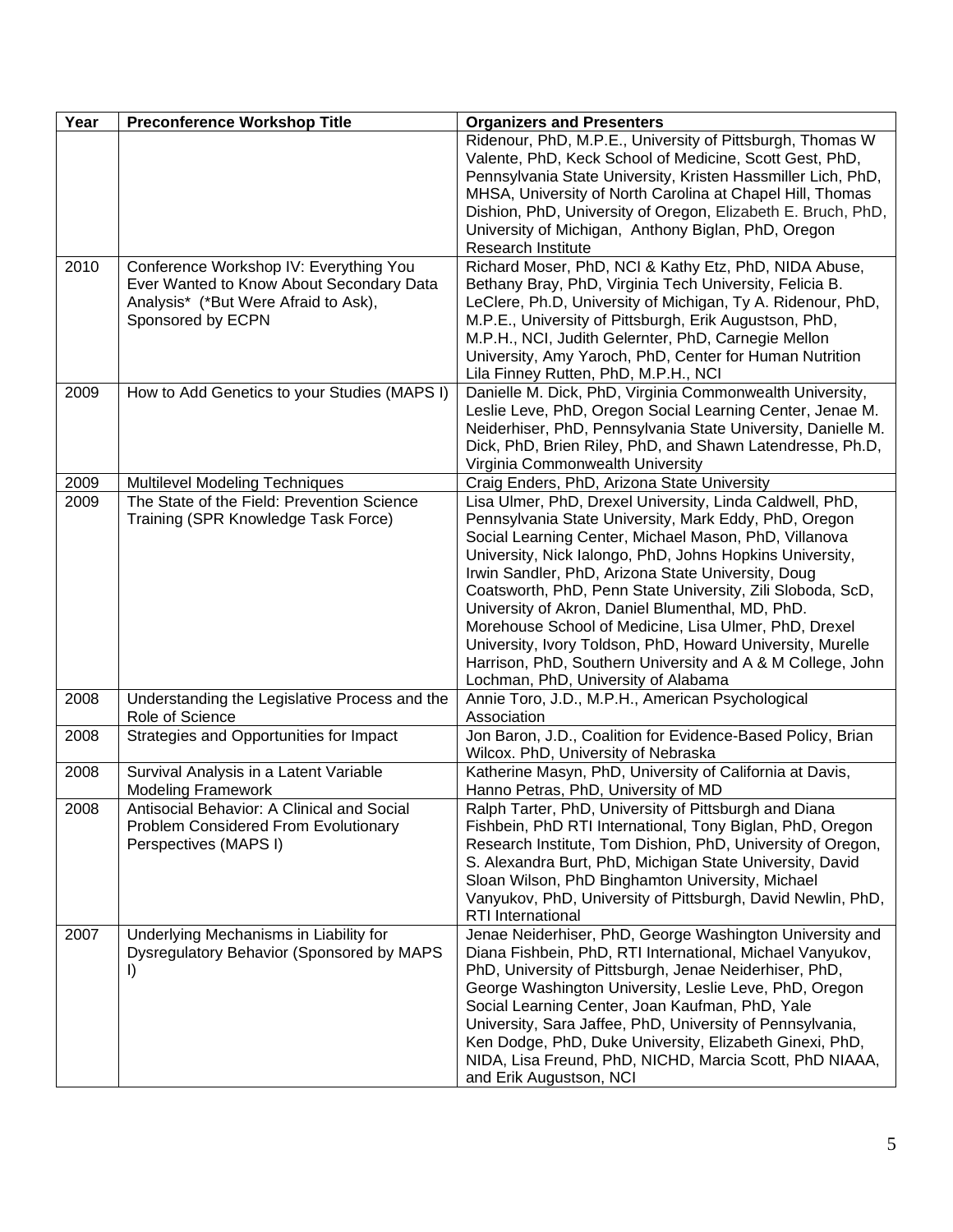| Year | Preconference Workshop Title | Organizers and Presenters |
| --- | --- | --- |
| | | Ridenour, PhD, M.P.E., University of Pittsburgh, Thomas W Valente, PhD, Keck School of Medicine, Scott Gest, PhD, Pennsylvania State University, Kristen Hassmiller Lich, PhD, MHSA, University of North Carolina at Chapel Hill, Thomas Dishion, PhD, University of Oregon, Elizabeth E. Bruch, PhD, University of Michigan, Anthony Biglan, PhD, Oregon Research Institute |
| 2010 | Conference Workshop IV: Everything You Ever Wanted to Know About Secondary Data Analysis* (*But Were Afraid to Ask), Sponsored by ECPN | Richard Moser, PhD, NCI & Kathy Etz, PhD, NIDA Abuse, Bethany Bray, PhD, Virginia Tech University, Felicia B. LeClere, Ph.D, University of Michigan, Ty A. Ridenour, PhD, M.P.E., University of Pittsburgh, Erik Augustson, PhD, M.P.H., NCI, Judith Gelernter, PhD, Carnegie Mellon University, Amy Yaroch, PhD, Center for Human Nutrition Lila Finney Rutten, PhD, M.P.H., NCI |
| 2009 | How to Add Genetics to your Studies (MAPS I) | Danielle M. Dick, PhD, Virginia Commonwealth University, Leslie Leve, PhD, Oregon Social Learning Center, Jenae M. Neiderhiser, PhD, Pennsylvania State University, Danielle M. Dick, PhD, Brien Riley, PhD, and Shawn Latendresse, Ph.D, Virginia Commonwealth University |
| 2009 | Multilevel Modeling Techniques | Craig Enders, PhD, Arizona State University |
| 2009 | The State of the Field: Prevention Science Training (SPR Knowledge Task Force) | Lisa Ulmer, PhD, Drexel University, Linda Caldwell, PhD, Pennsylvania State University, Mark Eddy, PhD, Oregon Social Learning Center, Michael Mason, PhD, Villanova University, Nick Ialongo, PhD, Johns Hopkins University, Irwin Sandler, PhD, Arizona State University, Doug Coatsworth, PhD, Penn State University, Zili Sloboda, ScD, University of Akron, Daniel Blumenthal, MD, PhD. Morehouse School of Medicine, Lisa Ulmer, PhD, Drexel University, Ivory Toldson, PhD, Howard University, Murelle Harrison, PhD, Southern University and A & M College, John Lochman, PhD, University of Alabama |
| 2008 | Understanding the Legislative Process and the Role of Science | Annie Toro, J.D., M.P.H., American Psychological Association |
| 2008 | Strategies and Opportunities for Impact | Jon Baron, J.D., Coalition for Evidence-Based Policy, Brian Wilcox. PhD, University of Nebraska |
| 2008 | Survival Analysis in a Latent Variable Modeling Framework | Katherine Masyn, PhD, University of California at Davis, Hanno Petras, PhD, University of MD |
| 2008 | Antisocial Behavior: A Clinical and Social Problem Considered From Evolutionary Perspectives (MAPS I) | Ralph Tarter, PhD, University of Pittsburgh and Diana Fishbein, PhD RTI International, Tony Biglan, PhD, Oregon Research Institute, Tom Dishion, PhD, University of Oregon, S. Alexandra Burt, PhD, Michigan State University, David Sloan Wilson, PhD Binghamton University, Michael Vanyukov, PhD, University of Pittsburgh, David Newlin, PhD, RTI International |
| 2007 | Underlying Mechanisms in Liability for Dysregulatory Behavior (Sponsored by MAPS I) | Jenae Neiderhiser, PhD, George Washington University and Diana Fishbein, PhD, RTI International, Michael Vanyukov, PhD, University of Pittsburgh, Jenae Neiderhiser, PhD, George Washington University, Leslie Leve, PhD, Oregon Social Learning Center, Joan Kaufman, PhD, Yale University, Sara Jaffee, PhD, University of Pennsylvania, Ken Dodge, PhD, Duke University, Elizabeth Ginexi, PhD, NIDA, Lisa Freund, PhD, NICHD, Marcia Scott, PhD NIAAA, and Erik Augustson, NCI |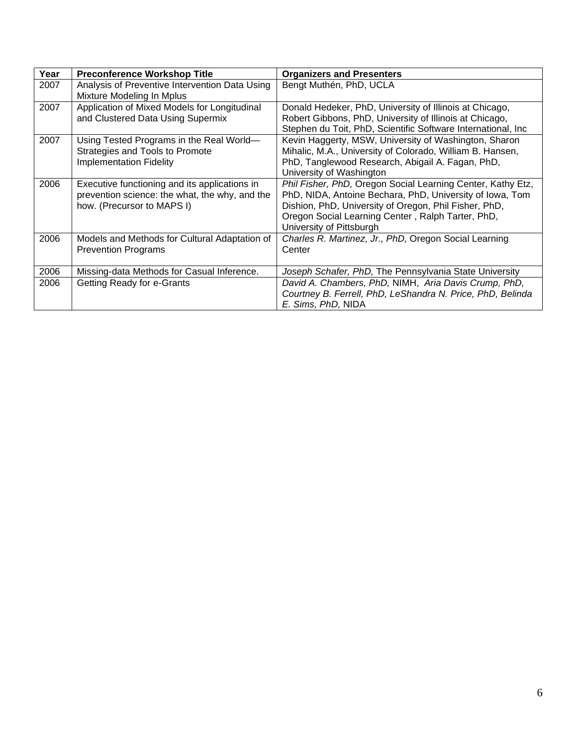| Year | Preconference Workshop Title | Organizers and Presenters |
|---|---|---|
| 2007 | Analysis of Preventive Intervention Data Using Mixture Modeling In Mplus | Bengt Muthén, PhD, UCLA |
| 2007 | Application of Mixed Models for Longitudinal and Clustered Data Using Supermix | Donald Hedeker, PhD, University of Illinois at Chicago, Robert Gibbons, PhD, University of Illinois at Chicago, Stephen du Toit, PhD, Scientific Software International, Inc |
| 2007 | Using Tested Programs in the Real World—Strategies and Tools to Promote Implementation Fidelity | Kevin Haggerty, MSW, University of Washington, Sharon Mihalic, M.A., University of Colorado, William B. Hansen, PhD, Tanglewood Research, Abigail A. Fagan, PhD, University of Washington |
| 2006 | Executive functioning and its applications in prevention science: the what, the why, and the how. (Precursor to MAPS I) | *Phil Fisher, PhD,* Oregon Social Learning Center, Kathy Etz, PhD, NIDA, Antoine Bechara, PhD, University of Iowa, Tom Dishion, PhD, University of Oregon, Phil Fisher, PhD, Oregon Social Learning Center , Ralph Tarter, PhD, University of Pittsburgh |
| 2006 | Models and Methods for Cultural Adaptation of Prevention Programs | *Charles R. Martinez, Jr., PhD,* Oregon Social Learning Center |
| 2006 | Missing-data Methods for Casual Inference. | *Joseph Schafer, PhD,* The Pennsylvania State University |
| 2006 | Getting Ready for e-Grants | *David A. Chambers, PhD,* NIMH, *Aria Davis Crump, PhD, Courtney B. Ferrell, PhD, LeShandra N. Price, PhD, Belinda E. Sims, PhD,* NIDA |